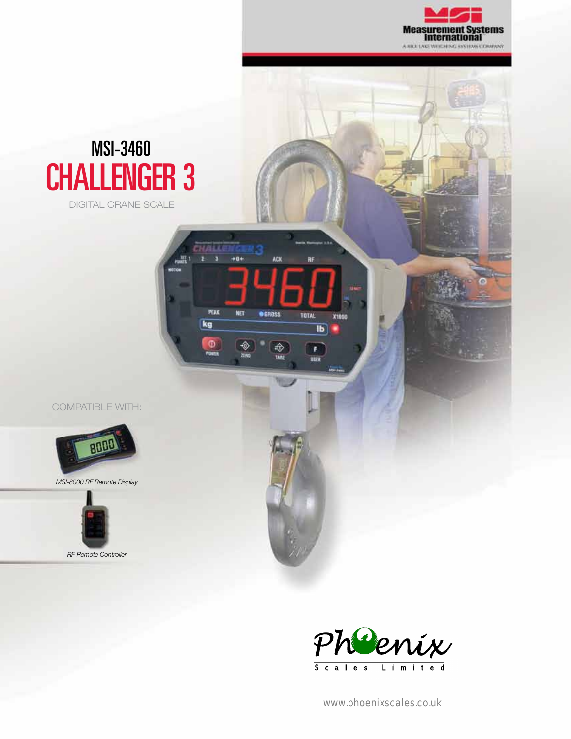Measurement Systems International

A RICE LAKE WEIGHING SYSTEMS COMPANY

# MSI-3460
# CHALLENGER 3

DIGITAL CRANE SCALE

COMPATIBLE WITH:

*MSI-8000 RF Remote Display*

*RF Remote Controller*

Phoenix Scales Limited

www.phoenixscales.co.uk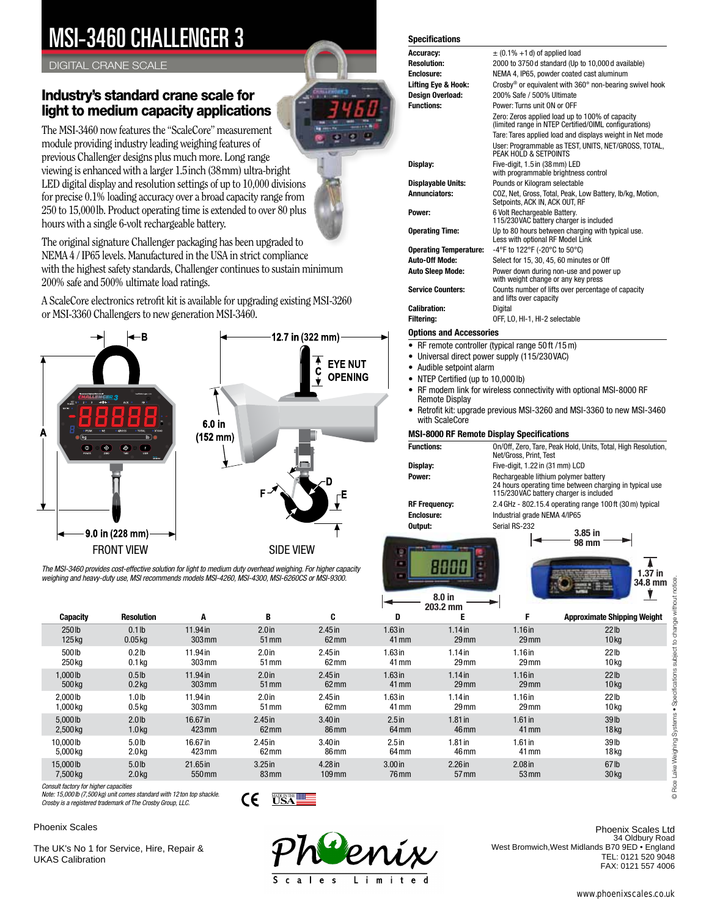# MSI-3460 CHALLENGER 3

DIGITAL CRANE SCALE

## Industry's standard crane scale for light to medium capacity applications

The MSI-3460 now features the "ScaleCore" measurement module providing industry leading weighing features of previous Challenger designs plus much more. Long range viewing is enhanced with a larger 1.5 inch (38 mm) ultra-bright LED digital display and resolution settings of up to 10,000 divisions for precise 0.1% loading accuracy over a broad capacity range from 250 to 15,000 lb. Product operating time is extended to over 80 plus hours with a single 6-volt rechargeable battery.

The original signature Challenger packaging has been upgraded to NEMA 4 / IP65 levels. Manufactured in the USA in strict compliance with the highest safety standards, Challenger continues to sustain minimum 200% safe and 500% ultimate load ratings.

A ScaleCore electronics retrofit kit is available for upgrading existing MSI-3260 or MSI-3360 Challengers to new generation MSI-3460.

B

A

9.0 in (228 mm)

FRONT VIEW

12.7 in (322 mm)

C EYE NUT OPENING

6.0 in (152 mm)

D

E

F

SIDE VIEW

*The MSI-3460 provides cost-effective solution for light to medium duty overhead weighing. For higher capacity weighing and heavy-duty use, MSI recommends models MSI-4260, MSI-4300, MSI-6260CS or MSI-9300.*

### Specifications

| | |
|---|---|
| **Accuracy:** | ± (0.1% +1 d) of applied load |
| **Resolution:** | 2000 to 3750 d standard (Up to 10,000 d available) |
| **Enclosure:** | NEMA 4, IP65, powder coated cast aluminum |
| **Lifting Eye & Hook:** | Crosby® or equivalent with 360° non-bearing swivel hook |
| **Design Overload:** | 200% Safe / 500% Ultimate |
| **Functions:** | Power: Turns unit ON or OFF |
| | Zero: Zeros applied load up to 100% of capacity (limited range in NTEP Certified/OIML configurations) |
| | Tare: Tares applied load and displays weight in Net mode |
| | User: Programmable as TEST, UNITS, NET/GROSS, TOTAL, PEAK HOLD & SETPOINTS |
| **Display:** | Five-digit, 1.5 in (38 mm) LED with programmable brightness control |
| **Displayable Units:** | Pounds or Kilogram selectable |
| **Annunciators:** | COZ, Net, Gross, Total, Peak, Low Battery, lb/kg, Motion, Setpoints, ACK IN, ACK OUT, RF |
| **Power:** | 6 Volt Rechargeable Battery. 115/230 VAC battery charger is included |
| **Operating Time:** | Up to 80 hours between charging with typical use. Less with optional RF Model Link |
| **Operating Temperature:** | -4°F to 122°F (-20°C to 50°C) |
| **Auto-Off Mode:** | Select for 15, 30, 45, 60 minutes or Off |
| **Auto Sleep Mode:** | Power down during non-use and power up with weight change or any key press |
| **Service Counters:** | Counts number of lifts over percentage of capacity and lifts over capacity |
| **Calibration:** | Digital |
| **Filtering:** | OFF, LO, HI-1, HI-2 selectable |

### Options and Accessories

- RF remote controller (typical range 50 ft / 15 m)
- Universal direct power supply (115/230 VAC)
- Audible setpoint alarm
- NTEP Certified (up to 10,000 lb)
- RF modem link for wireless connectivity with optional MSI-8000 RF Remote Display
- Retrofit kit: upgrade previous MSI-3260 and MSI-3360 to new MSI-3460 with ScaleCore

### MSI-8000 RF Remote Display Specifications

| | |
|---|---|
| **Functions:** | On/Off, Zero, Tare, Peak Hold, Units, Total, High Resolution, Net/Gross, Print, Test |
| **Display:** | Five-digit, 1.22 in (31 mm) LCD |
| **Power:** | Rechargeable lithium polymer battery. 24 hours operating time between charging in typical use. 115/230 VAC battery charger is included |
| **RF Frequency:** | 2.4 GHz - 802.15.4 operating range 100 ft (30 m) typical |
| **Enclosure:** | Industrial grade NEMA 4/IP65 |
| **Output:** | Serial RS-232 |

8.0 in 203.2 mm

3.85 in 98 mm

1.37 in 34.8 mm

| Capacity | Resolution | A | B | C | D | E | F | Approximate Shipping Weight |
|---|---|---|---|---|---|---|---|---|
| 250 lb<br>125 kg | 0.1 lb<br>0.05 kg | 11.94 in<br>303 mm | 2.0 in<br>51 mm | 2.45 in<br>62 mm | 1.63 in<br>41 mm | 1.14 in<br>29 mm | 1.16 in<br>29 mm | 22 lb<br>10 kg |
| 500 lb<br>250 kg | 0.2 lb<br>0.1 kg | 11.94 in<br>303 mm | 2.0 in<br>51 mm | 2.45 in<br>62 mm | 1.63 in<br>41 mm | 1.14 in<br>29 mm | 1.16 in<br>29 mm | 22 lb<br>10 kg |
| 1,000 lb<br>500 kg | 0.5 lb<br>0.2 kg | 11.94 in<br>303 mm | 2.0 in<br>51 mm | 2.45 in<br>62 mm | 1.63 in<br>41 mm | 1.14 in<br>29 mm | 1.16 in<br>29 mm | 22 lb<br>10 kg |
| 2,000 lb<br>1,000 kg | 1.0 lb<br>0.5 kg | 11.94 in<br>303 mm | 2.0 in<br>51 mm | 2.45 in<br>62 mm | 1.63 in<br>41 mm | 1.14 in<br>29 mm | 1.16 in<br>29 mm | 22 lb<br>10 kg |
| 5,000 lb<br>2,500 kg | 2.0 lb<br>1.0 kg | 16.67 in<br>423 mm | 2.45 in<br>62 mm | 3.40 in<br>86 mm | 2.5 in<br>64 mm | 1.81 in<br>46 mm | 1.61 in<br>41 mm | 39 lb<br>18 kg |
| 10,000 lb<br>5,000 kg | 5.0 lb<br>2.0 kg | 16.67 in<br>423 mm | 2.45 in<br>62 mm | 3.40 in<br>86 mm | 2.5 in<br>64 mm | 1.81 in<br>46 mm | 1.61 in<br>41 mm | 39 lb<br>18 kg |
| 15,000 lb<br>7,500 kg | 5.0 lb<br>2.0 kg | 21.65 in<br>550 mm | 3.25 in<br>83 mm | 4.28 in<br>109 mm | 3.00 in<br>76 mm | 2.26 in<br>57 mm | 2.08 in<br>53 mm | 67 lb<br>30 kg |

*Consult factory for higher capacities*
*Note: 15,000 lb (7,500 kg) unit comes standard with 12 ton top shackle.*
*Crosby is a registered trademark of The Crosby Group, LLC.*

MADE IN THE USA

© Rice Lake Weighing Systems • Specifications subject to change without notice.

Phoenix Scales

The UK's No 1 for Service, Hire, Repair & UKAS Calibration

Phoenix Scales Limited

Phoenix Scales Ltd
34 Oldbury Road
West Bromwich, West Midlands B70 9ED • England
TEL: 0121 520 9048
FAX: 0121 557 4006

www.phoenixscales.co.uk